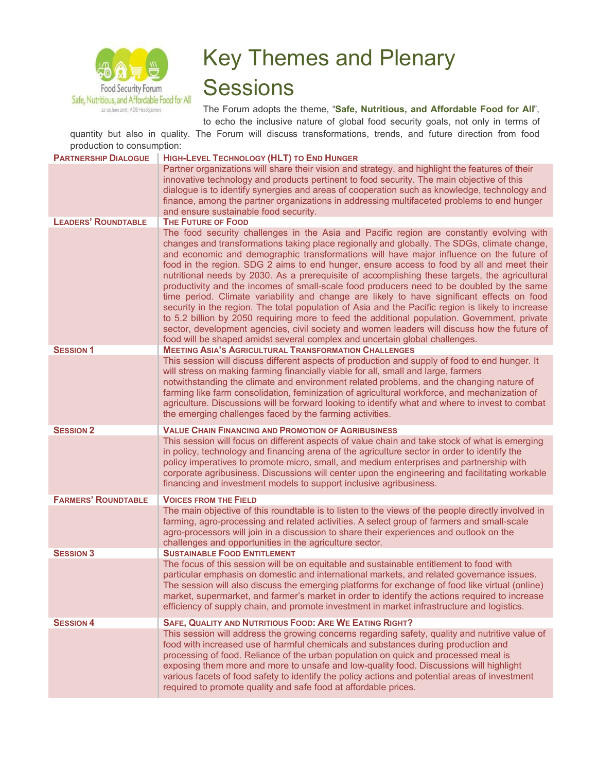Food Security Forum
Safe, Nutritious, and Affordable Food for All
22-24 June 2016, ADB Headquarters

# Key Themes and Plenary Sessions

The Forum adopts the theme, "**Safe, Nutritious, and Affordable Food for All**", to echo the inclusive nature of global food security goals, not only in terms of quantity but also in quality. The Forum will discuss transformations, trends, and future direction from food production to consumption:

| | |
|---|---|
| **PARTNERSHIP DIALOGUE** | **HIGH-LEVEL TECHNOLOGY (HLT) TO END HUNGER** |
| | Partner organizations will share their vision and strategy, and highlight the features of their innovative technology and products pertinent to food security. The main objective of this dialogue is to identify synergies and areas of cooperation such as knowledge, technology and finance, among the partner organizations in addressing multifaceted problems to end hunger and ensure sustainable food security. |
| **LEADERS' ROUNDTABLE** | **THE FUTURE OF FOOD** |
| | The food security challenges in the Asia and Pacific region are constantly evolving with changes and transformations taking place regionally and globally. The SDGs, climate change, and economic and demographic transformations will have major influence on the future of food in the region. SDG 2 aims to end hunger, ensure access to food by all and meet their nutritional needs by 2030. As a prerequisite of accomplishing these targets, the agricultural productivity and the incomes of small-scale food producers need to be doubled by the same time period. Climate variability and change are likely to have significant effects on food security in the region. The total population of Asia and the Pacific region is likely to increase to 5.2 billion by 2050 requiring more to feed the additional population. Government, private sector, development agencies, civil society and women leaders will discuss how the future of food will be shaped amidst several complex and uncertain global challenges. |
| **SESSION 1** | **MEETING ASIA'S AGRICULTURAL TRANSFORMATION CHALLENGES** |
| | This session will discuss different aspects of production and supply of food to end hunger. It will stress on making farming financially viable for all, small and large, farmers notwithstanding the climate and environment related problems, and the changing nature of farming like farm consolidation, feminization of agricultural workforce, and mechanization of agriculture. Discussions will be forward looking to identify what and where to invest to combat the emerging challenges faced by the farming activities. |
| **SESSION 2** | **VALUE CHAIN FINANCING AND PROMOTION OF AGRIBUSINESS** |
| | This session will focus on different aspects of value chain and take stock of what is emerging in policy, technology and financing arena of the agriculture sector in order to identify the policy imperatives to promote micro, small, and medium enterprises and partnership with corporate agribusiness. Discussions will center upon the engineering and facilitating workable financing and investment models to support inclusive agribusiness. |
| **FARMERS' ROUNDTABLE** | **VOICES FROM THE FIELD** |
| | The main objective of this roundtable is to listen to the views of the people directly involved in farming, agro-processing and related activities. A select group of farmers and small-scale agro-processors will join in a discussion to share their experiences and outlook on the challenges and opportunities in the agriculture sector. |
| **SESSION 3** | **SUSTAINABLE FOOD ENTITLEMENT** |
| | The focus of this session will be on equitable and sustainable entitlement to food with particular emphasis on domestic and international markets, and related governance issues. The session will also discuss the emerging platforms for exchange of food like virtual (online) market, supermarket, and farmer's market in order to identify the actions required to increase efficiency of supply chain, and promote investment in market infrastructure and logistics. |
| **SESSION 4** | **SAFE, QUALITY AND NUTRITIOUS FOOD: ARE WE EATING RIGHT?** |
| | This session will address the growing concerns regarding safety, quality and nutritive value of food with increased use of harmful chemicals and substances during production and processing of food. Reliance of the urban population on quick and processed meal is exposing them more and more to unsafe and low-quality food. Discussions will highlight various facets of food safety to identify the policy actions and potential areas of investment required to promote quality and safe food at affordable prices. |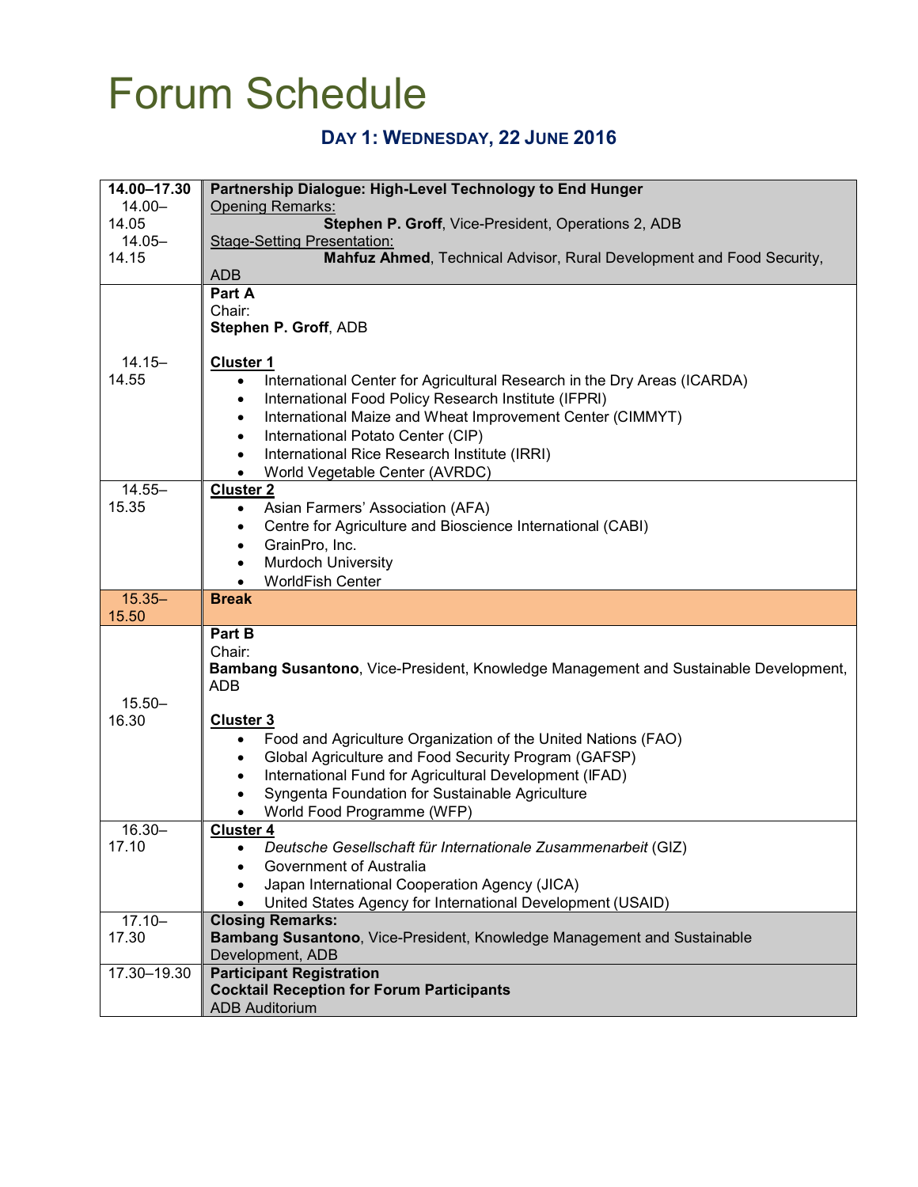# Forum Schedule

## Day 1: Wednesday, 22 June 2016

| Time | Session |
|---|---|
| **14.00–17.30**<br>14.00–14.05<br>14.05–14.15 | **Partnership Dialogue: High-Level Technology to End Hunger**<br>Opening Remarks:<br>**Stephen P. Groff**, Vice-President, Operations 2, ADB<br>Stage-Setting Presentation:<br>**Mahfuz Ahmed**, Technical Advisor, Rural Development and Food Security, ADB |
| 14.15–14.55 | **Part A**<br>Chair:<br>**Stephen P. Groff**, ADB<br><br>**Cluster 1**<br>• International Center for Agricultural Research in the Dry Areas (ICARDA)<br>• International Food Policy Research Institute (IFPRI)<br>• International Maize and Wheat Improvement Center (CIMMYT)<br>• International Potato Center (CIP)<br>• International Rice Research Institute (IRRI)<br>• World Vegetable Center (AVRDC) |
| 14.55–15.35 | **Cluster 2**<br>• Asian Farmers' Association (AFA)<br>• Centre for Agriculture and Bioscience International (CABI)<br>• GrainPro, Inc.<br>• Murdoch University<br>• WorldFish Center |
| 15.35–15.50 | **Break** |
| 15.50–16.30 | **Part B**<br>Chair:<br>**Bambang Susantono**, Vice-President, Knowledge Management and Sustainable Development, ADB<br><br>**Cluster 3**<br>• Food and Agriculture Organization of the United Nations (FAO)<br>• Global Agriculture and Food Security Program (GAFSP)<br>• International Fund for Agricultural Development (IFAD)<br>• Syngenta Foundation for Sustainable Agriculture<br>• World Food Programme (WFP) |
| 16.30–17.10 | **Cluster 4**<br>• *Deutsche Gesellschaft für Internationale Zusammenarbeit* (GIZ)<br>• Government of Australia<br>• Japan International Cooperation Agency (JICA)<br>• United States Agency for International Development (USAID) |
| 17.10–17.30 | **Closing Remarks:**<br>**Bambang Susantono**, Vice-President, Knowledge Management and Sustainable Development, ADB |
| 17.30–19.30 | **Participant Registration**<br>**Cocktail Reception for Forum Participants**<br>ADB Auditorium |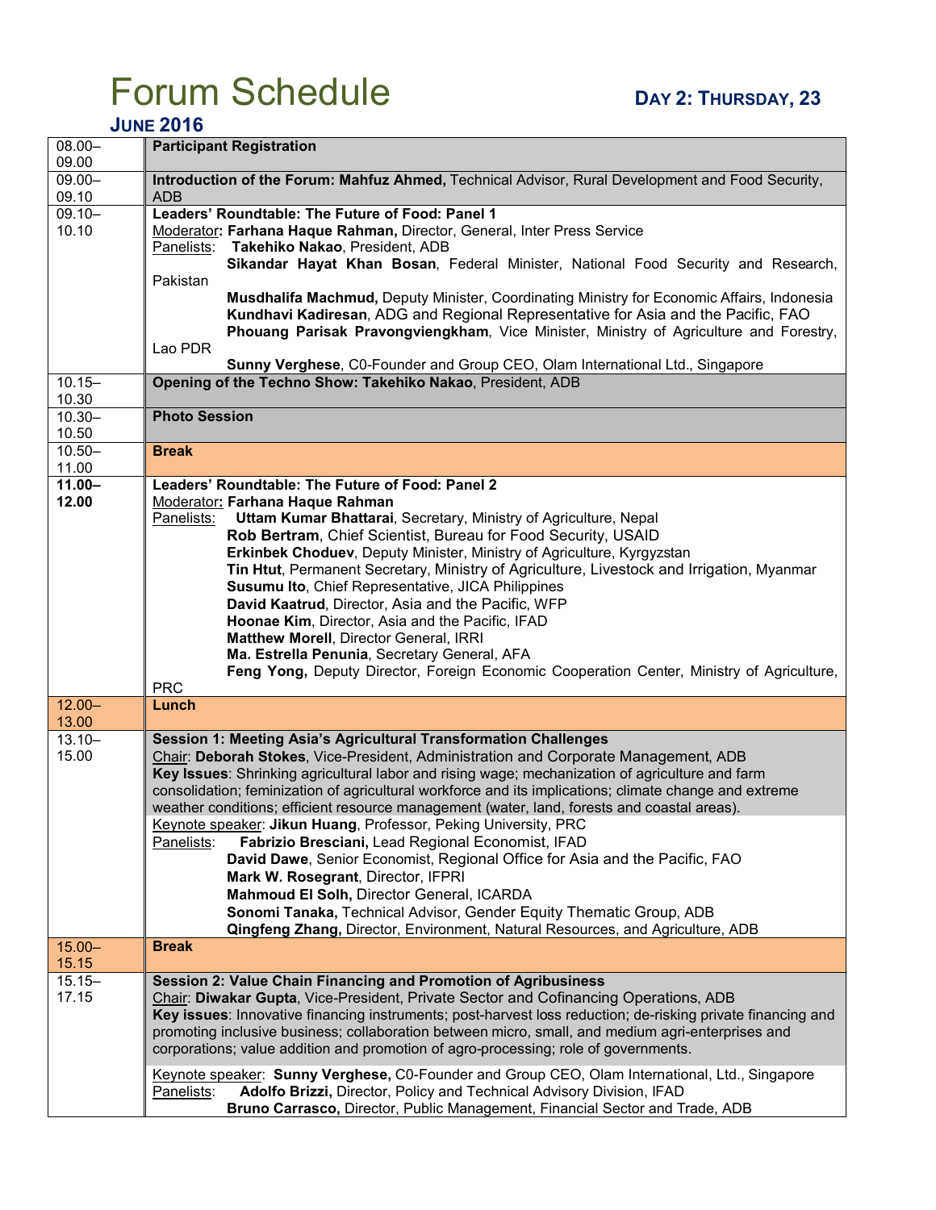# Forum Schedule

**DAY 2: THURSDAY, 23 JUNE 2016**

| Time | Session |
|---|---|
| 08.00–09.00 | **Participant Registration** |
| 09.00–09.10 | **Introduction of the Forum: Mahfuz Ahmed,** Technical Advisor, Rural Development and Food Security, ADB |
| 09.10–10.10 | **Leaders' Roundtable: The Future of Food: Panel 1**<br>Moderator**: Farhana Haque Rahman,** Director, General, Inter Press Service<br>Panelists: **Takehiko Nakao**, President, ADB<br>**Sikandar Hayat Khan Bosan**, Federal Minister, National Food Security and Research, Pakistan<br>**Musdhalifa Machmud,** Deputy Minister, Coordinating Ministry for Economic Affairs, Indonesia<br>**Kundhavi Kadiresan**, ADG and Regional Representative for Asia and the Pacific, FAO<br>**Phouang Parisak Pravongviengkham**, Vice Minister, Ministry of Agriculture and Forestry, Lao PDR<br>**Sunny Verghese**, C0-Founder and Group CEO, Olam International Ltd., Singapore |
| 10.15–10.30 | **Opening of the Techno Show: Takehiko Nakao**, President, ADB |
| 10.30–10.50 | **Photo Session** |
| 10.50–11.00 | **Break** |
| **11.00–12.00** | **Leaders' Roundtable: The Future of Food: Panel 2**<br>Moderator**: Farhana Haque Rahman**<br>Panelists: **Uttam Kumar Bhattarai**, Secretary, Ministry of Agriculture, Nepal<br>**Rob Bertram**, Chief Scientist, Bureau for Food Security, USAID<br>**Erkinbek Choduev**, Deputy Minister, Ministry of Agriculture, Kyrgyzstan<br>**Tin Htut**, Permanent Secretary, Ministry of Agriculture, Livestock and Irrigation, Myanmar<br>**Susumu Ito**, Chief Representative, JICA Philippines<br>**David Kaatrud**, Director, Asia and the Pacific, WFP<br>**Hoonae Kim**, Director, Asia and the Pacific, IFAD<br>**Matthew Morell**, Director General, IRRI<br>**Ma. Estrella Penunia**, Secretary General, AFA<br>**Feng Yong,** Deputy Director, Foreign Economic Cooperation Center, Ministry of Agriculture, PRC |
| 12.00–13.00 | **Lunch** |
| 13.10–15.00 | **Session 1: Meeting Asia's Agricultural Transformation Challenges**<br>Chair: **Deborah Stokes**, Vice-President, Administration and Corporate Management, ADB<br>**Key Issues**: Shrinking agricultural labor and rising wage; mechanization of agriculture and farm consolidation; feminization of agricultural workforce and its implications; climate change and extreme weather conditions; efficient resource management (water, land, forests and coastal areas).<br>Keynote speaker: **Jikun Huang**, Professor, Peking University, PRC<br>Panelists: **Fabrizio Bresciani,** Lead Regional Economist, IFAD<br>**David Dawe**, Senior Economist, Regional Office for Asia and the Pacific, FAO<br>**Mark W. Rosegrant**, Director, IFPRI<br>**Mahmoud El Solh,** Director General, ICARDA<br>**Sonomi Tanaka,** Technical Advisor, Gender Equity Thematic Group, ADB<br>**Qingfeng Zhang,** Director, Environment, Natural Resources, and Agriculture, ADB |
| 15.00–15.15 | **Break** |
| 15.15–17.15 | **Session 2: Value Chain Financing and Promotion of Agribusiness**<br>Chair: **Diwakar Gupta**, Vice-President, Private Sector and Cofinancing Operations, ADB<br>**Key issues**: Innovative financing instruments; post-harvest loss reduction; de-risking private financing and promoting inclusive business; collaboration between micro, small, and medium agri-enterprises and corporations; value addition and promotion of agro-processing; role of governments.<br>Keynote speaker: **Sunny Verghese,** C0-Founder and Group CEO, Olam International, Ltd., Singapore<br>Panelists: **Adolfo Brizzi,** Director, Policy and Technical Advisory Division, IFAD<br>**Bruno Carrasco,** Director, Public Management, Financial Sector and Trade, ADB |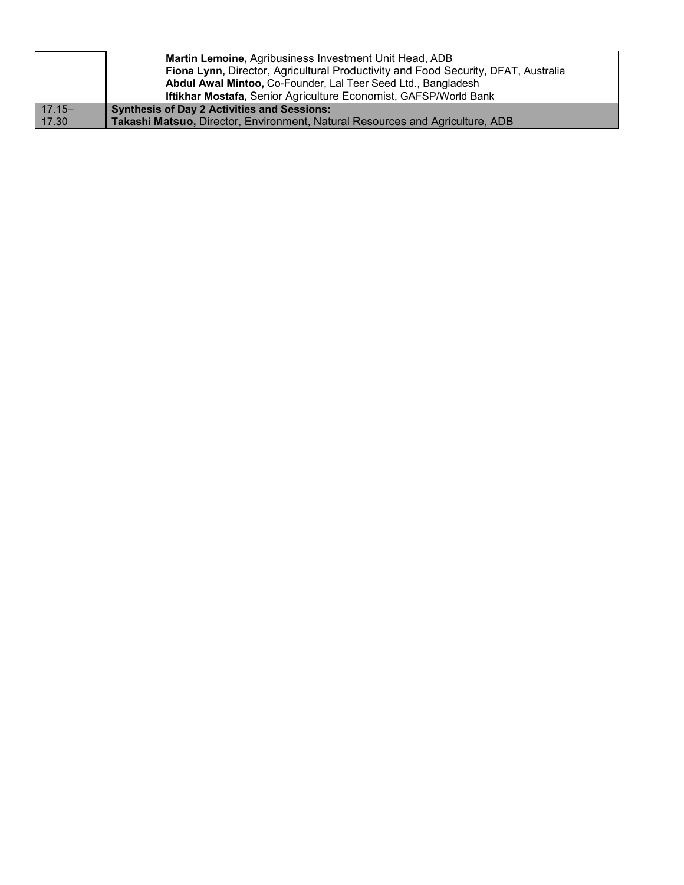| | |
|---|---|
| | **Martin Lemoine,** Agribusiness Investment Unit Head, ADB<br>**Fiona Lynn,** Director, Agricultural Productivity and Food Security, DFAT, Australia<br>**Abdul Awal Mintoo,** Co-Founder, Lal Teer Seed Ltd., Bangladesh<br>**Iftikhar Mostafa,** Senior Agriculture Economist, GAFSP/World Bank |
| 17.15–17.30 | **Synthesis of Day 2 Activities and Sessions:**<br>**Takashi Matsuo,** Director, Environment, Natural Resources and Agriculture, ADB |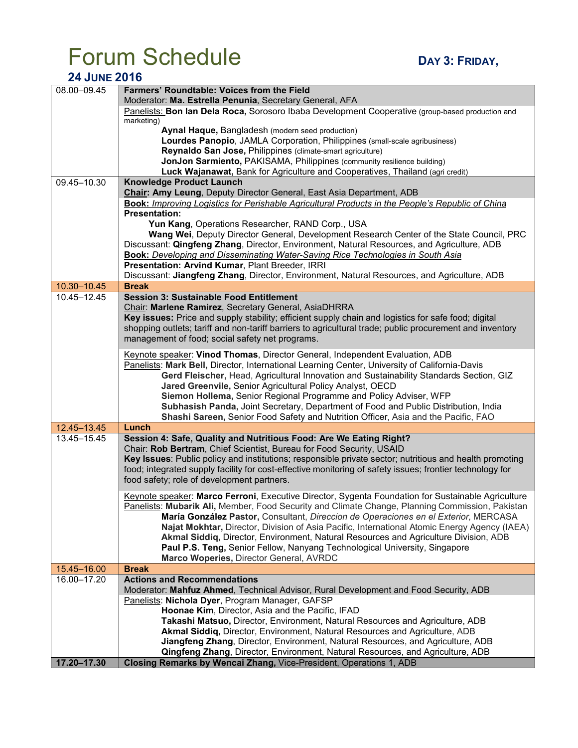# Forum Schedule

### DAY 3: FRIDAY, 24 JUNE 2016

| | |
|---|---|
| 08.00–09.45 | **Farmers' Roundtable: Voices from the Field**<br>Moderator: **Ma. Estrella Penunia**, Secretary General, AFA<br>Panelists: **Bon Ian Dela Roca,** Sorosoro Ibaba Development Cooperative (group-based production and marketing)<br>**Aynal Haque,** Bangladesh (modern seed production)<br>**Lourdes Panopio**, JAMLA Corporation, Philippines (small-scale agribusiness)<br>**Reynaldo San Jose,** Philippines (climate-smart agriculture)<br>**JonJon Sarmiento,** PAKISAMA, Philippines (community resilience building)<br>**Luck Wajanawat,** Bank for Agriculture and Cooperatives, Thailand (agri credit) |
| 09.45–10.30 | **Knowledge Product Launch**<br>**Chair: Amy Leung**, Deputy Director General, East Asia Department, ADB<br>**Book:** *Improving Logistics for Perishable Agricultural Products in the People's Republic of China*<br>**Presentation:**<br>**Yun Kang**, Operations Researcher, RAND Corp., USA<br>**Wang Wei**, Deputy Director General, Development Research Center of the State Council, PRC<br>Discussant: **Qingfeng Zhang**, Director, Environment, Natural Resources, and Agriculture, ADB<br>**Book:** *Developing and Disseminating Water-Saving Rice Technologies in South Asia*<br>**Presentation: Arvind Kumar**, Plant Breeder, IRRI<br>Discussant: **Jiangfeng Zhang**, Director, Environment, Natural Resources, and Agriculture, ADB |
| 10.30–10.45 | **Break** |
| 10.45–12.45 | **Session 3: Sustainable Food Entitlement**<br>Chair: **Marlene Ramirez**, Secretary General, AsiaDHRRA<br>**Key issues:** Price and supply stability; efficient supply chain and logistics for safe food; digital shopping outlets; tariff and non-tariff barriers to agricultural trade; public procurement and inventory management of food; social safety net programs.<br><br>Keynote speaker: **Vinod Thomas**, Director General, Independent Evaluation, ADB<br>Panelists: **Mark Bell,** Director, International Learning Center, University of California-Davis<br>**Gerd Fleischer,** Head, Agricultural Innovation and Sustainability Standards Section, GIZ<br>**Jared Greenvile,** Senior Agricultural Policy Analyst, OECD<br>**Siemon Hollema,** Senior Regional Programme and Policy Adviser, WFP<br>**Subhasish Panda,** Joint Secretary, Department of Food and Public Distribution, India<br>**Shashi Sareen,** Senior Food Safety and Nutrition Officer, Asia and the Pacific, FAO |
| 12.45–13.45 | **Lunch** |
| 13.45–15.45 | **Session 4: Safe, Quality and Nutritious Food: Are We Eating Right?**<br>Chair: **Rob Bertram**, Chief Scientist, Bureau for Food Security, USAID<br>**Key Issues**: Public policy and institutions; responsible private sector; nutritious and health promoting food; integrated supply facility for cost-effective monitoring of safety issues; frontier technology for food safety; role of development partners.<br><br>Keynote speaker: **Marco Ferroni**, Executive Director, Sygenta Foundation for Sustainable Agriculture<br>Panelists: **Mubarik Ali,** Member, Food Security and Climate Change, Planning Commission, Pakistan<br>**María González Pastor,** Consultant, *Direccion de Operaciones en el Exterior,* MERCASA<br>**Najat Mokhtar,** Director, Division of Asia Pacific, International Atomic Energy Agency (IAEA)<br>**Akmal Siddiq,** Director, Environment, Natural Resources and Agriculture Division, ADB<br>**Paul P.S. Teng,** Senior Fellow, Nanyang Technological University, Singapore<br>**Marco Woperies,** Director General, AVRDC |
| 15.45–16.00 | **Break** |
| 16.00–17.20 | **Actions and Recommendations**<br>Moderator: **Mahfuz Ahmed**, Technical Advisor, Rural Development and Food Security, ADB<br>Panelists: **Nichola Dyer**, Program Manager, GAFSP<br>**Hoonae Kim**, Director, Asia and the Pacific, IFAD<br>**Takashi Matsuo,** Director, Environment, Natural Resources and Agriculture, ADB<br>**Akmal Siddiq,** Director, Environment, Natural Resources and Agriculture, ADB<br>**Jiangfeng Zhang**, Director, Environment, Natural Resources, and Agriculture, ADB<br>**Qingfeng Zhang**, Director, Environment, Natural Resources, and Agriculture, ADB |
| **17.20–17.30** | **Closing Remarks by Wencai Zhang,** Vice-President, Operations 1, ADB |